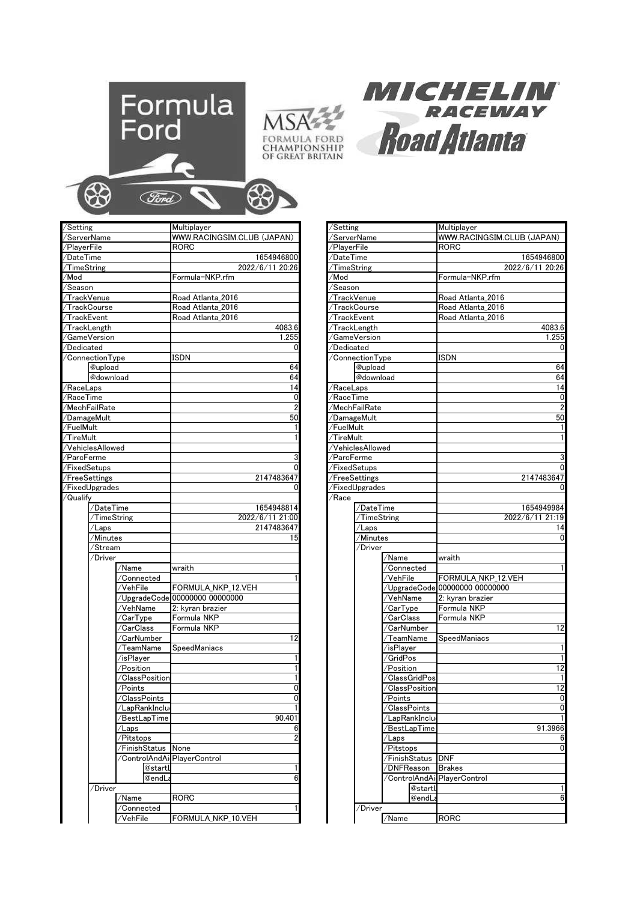Formula Ford

MSA FORMULA FORD CHAMPIONSHIP OF GREAT BRITAIN

MICHELIN RACEWAY Road Atlanta

| | | | |
|---|---|---|---|
| /Setting | | | Multiplayer |
| /ServerName | | | WWW.RACINGSIM.CLUB (JAPAN) |
| /PlayerFile | | | RORC |
| /DateTime | | | 1654946800 |
| /TimeString | | | 2022/6/11 20:26 |
| /Mod | | | Formula-NKP.rfm |
| /Season | | | |
| /TrackVenue | | | Road Atlanta 2016 |
| /TrackCourse | | | Road Atlanta 2016 |
| /TrackEvent | | | Road Atlanta 2016 |
| /TrackLength | | | 4083.6 |
| /GameVersion | | | 1.255 |
| /Dedicated | | | 0 |
| /ConnectionType | | | ISDN |
| | @upload | | 64 |
| | @download | | 64 |
| /RaceLaps | | | 14 |
| /RaceTime | | | 0 |
| /MechFailRate | | | 2 |
| /DamageMult | | | 50 |
| /FuelMult | | | 1 |
| /TireMult | | | 1 |
| /VehiclesAllowed | | | |
| /ParcFerme | | | 3 |
| /FixedSetups | | | 0 |
| /FreeSettings | | | 2147483647 |
| /FixedUpgrades | | | 0 |
| /Qualify | | | |
| | /DateTime | | 1654948814 |
| | /TimeString | | 2022/6/11 21:00 |
| | /Laps | | 2147483647 |
| | /Minutes | | 15 |
| | /Stream | | |
| | /Driver | | |
| | | /Name | wraith |
| | | /Connected | 1 |
| | | /VehFile | FORMULA_NKP_12.VEH |
| | | /UpgradeCode | 00000000 00000000 |
| | | /VehName | 2: kyran brazier |
| | | /CarType | Formula NKP |
| | | /CarClass | Formula NKP |
| | | /CarNumber | 12 |
| | | /TeamName | SpeedManiacs |
| | | /isPlayer | 1 |
| | | /Position | 1 |
| | | /ClassPosition | 1 |
| | | /Points | 0 |
| | | /ClassPoints | 0 |
| | | /LapRankInclu | 1 |
| | | /BestLapTime | 90.401 |
| | | /Laps | 6 |
| | | /Pitstops | 2 |
| | | /FinishStatus | None |
| | | /ControlAndAi | PlayerControl |
| | | @startL | 1 |
| | | @endLa | 6 |
| | /Driver | | |
| | | /Name | RORC |
| | | /Connected | 1 |
| | | /VehFile | FORMULA_NKP_10.VEH |

| | | | |
|---|---|---|---|
| /Setting | | | Multiplayer |
| /ServerName | | | WWW.RACINGSIM.CLUB (JAPAN) |
| /PlayerFile | | | RORC |
| /DateTime | | | 1654946800 |
| /TimeString | | | 2022/6/11 20:26 |
| /Mod | | | Formula-NKP.rfm |
| /Season | | | |
| /TrackVenue | | | Road Atlanta 2016 |
| /TrackCourse | | | Road Atlanta 2016 |
| /TrackEvent | | | Road Atlanta 2016 |
| /TrackLength | | | 4083.6 |
| /GameVersion | | | 1.255 |
| /Dedicated | | | 0 |
| /ConnectionType | | | ISDN |
| | @upload | | 64 |
| | @download | | 64 |
| /RaceLaps | | | 14 |
| /RaceTime | | | 0 |
| /MechFailRate | | | 2 |
| /DamageMult | | | 50 |
| /FuelMult | | | 1 |
| /TireMult | | | 1 |
| /VehiclesAllowed | | | |
| /ParcFerme | | | 3 |
| /FixedSetups | | | 0 |
| /FreeSettings | | | 2147483647 |
| /FixedUpgrades | | | 0 |
| /Race | | | |
| | /DateTime | | 1654949984 |
| | /TimeString | | 2022/6/11 21:19 |
| | /Laps | | 14 |
| | /Minutes | | 0 |
| | /Driver | | |
| | | /Name | wraith |
| | | /Connected | 1 |
| | | /VehFile | FORMULA_NKP_12.VEH |
| | | /UpgradeCode | 00000000 00000000 |
| | | /VehName | 2: kyran brazier |
| | | /CarType | Formula NKP |
| | | /CarClass | Formula NKP |
| | | /CarNumber | 12 |
| | | /TeamName | SpeedManiacs |
| | | /isPlayer | 1 |
| | | /GridPos | 1 |
| | | /Position | 12 |
| | | /ClassGridPos | 1 |
| | | /ClassPosition | 12 |
| | | /Points | 0 |
| | | /ClassPoints | 0 |
| | | /LapRankInclu | 1 |
| | | /BestLapTime | 91.3966 |
| | | /Laps | 6 |
| | | /Pitstops | 0 |
| | | /FinishStatus | DNF |
| | | /DNFReason | Brakes |
| | | /ControlAndAi | PlayerControl |
| | | @startL | 1 |
| | | @endLa | 6 |
| | /Driver | | |
| | | /Name | RORC |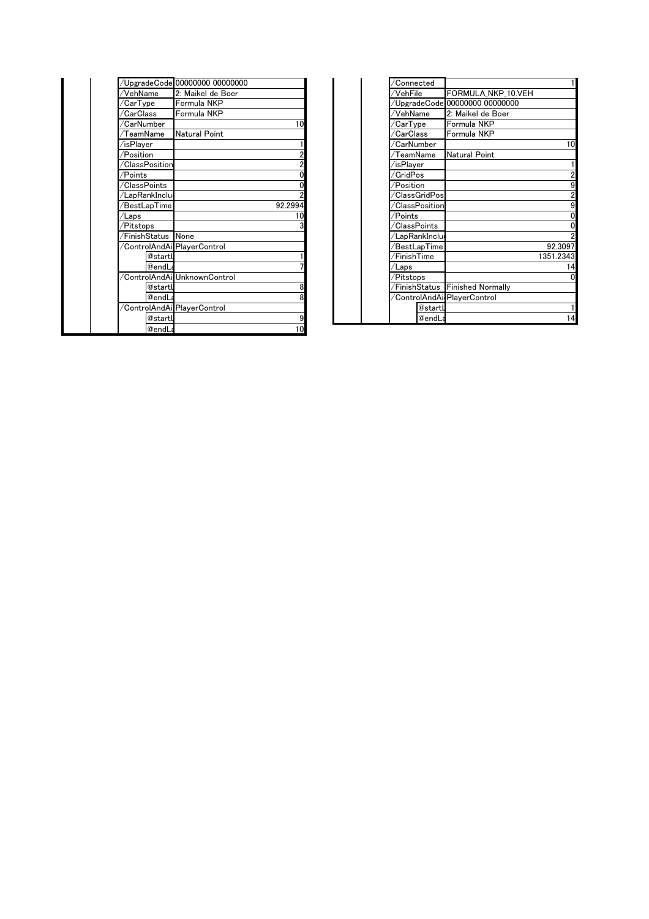| | | |
|---|---|---|
| /UpgradeCode | 00000000 00000000 | |
| /VehName | 2: Maikel de Boer | |
| /CarType | Formula NKP | |
| /CarClass | Formula NKP | |
| /CarNumber | | 10 |
| /TeamName | Natural Point | |
| /isPlayer | | 1 |
| /Position | | 2 |
| /ClassPosition | | 2 |
| /Points | | 0 |
| /ClassPoints | | 0 |
| /LapRankInclu | | 2 |
| /BestLapTime | | 92.2994 |
| /Laps | | 10 |
| /Pitstops | | 3 |
| /FinishStatus | None | |
| /ControlAndAi | PlayerControl | |
| @startL | | 1 |
| @endLa | | 7 |
| /ControlAndAi | UnknownControl | |
| @startL | | 8 |
| @endLa | | 8 |
| /ControlAndAi | PlayerControl | |
| @startL | | 9 |
| @endLa | | 10 |

| | | |
|---|---|---|
| /Connected | | 1 |
| /VehFile | FORMULA_NKP_10.VEH | |
| /UpgradeCode | 00000000 00000000 | |
| /VehName | 2: Maikel de Boer | |
| /CarType | Formula NKP | |
| /CarClass | Formula NKP | |
| /CarNumber | | 10 |
| /TeamName | Natural Point | |
| /isPlayer | | 1 |
| /GridPos | | 2 |
| /Position | | 9 |
| /ClassGridPos | | 2 |
| /ClassPosition | | 9 |
| /Points | | 0 |
| /ClassPoints | | 0 |
| /LapRankInclu | | 2 |
| /BestLapTime | | 92.3097 |
| /FinishTime | | 1351.2343 |
| /Laps | | 14 |
| /Pitstops | | 0 |
| /FinishStatus | Finished Normally | |
| /ControlAndAi | PlayerControl | |
| @startL | | 1 |
| @endLa | | 14 |